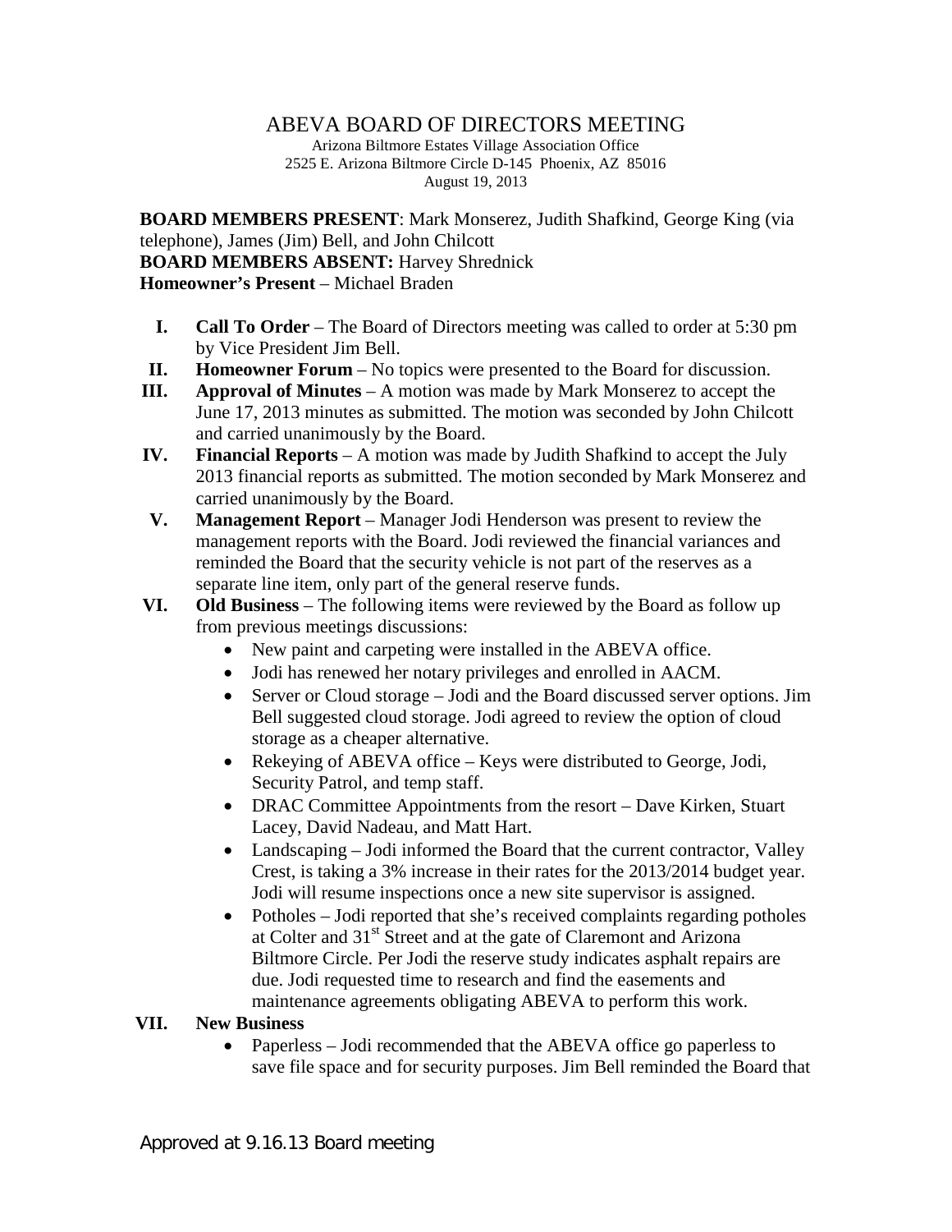# ABEVA BOARD OF DIRECTORS MEETING

Arizona Biltmore Estates Village Association Office
2525 E. Arizona Biltmore Circle D-145 Phoenix, AZ 85016
August 19, 2013

**BOARD MEMBERS PRESENT**: Mark Monserez, Judith Shafkind, George King (via telephone), James (Jim) Bell, and John Chilcott
**BOARD MEMBERS ABSENT:** Harvey Shrednick
**Homeowner's Present** – Michael Braden

I. **Call To Order** – The Board of Directors meeting was called to order at 5:30 pm by Vice President Jim Bell.

II. **Homeowner Forum** – No topics were presented to the Board for discussion.

III. **Approval of Minutes** – A motion was made by Mark Monserez to accept the June 17, 2013 minutes as submitted. The motion was seconded by John Chilcott and carried unanimously by the Board.

IV. **Financial Reports** – A motion was made by Judith Shafkind to accept the July 2013 financial reports as submitted. The motion seconded by Mark Monserez and carried unanimously by the Board.

V. **Management Report** – Manager Jodi Henderson was present to review the management reports with the Board. Jodi reviewed the financial variances and reminded the Board that the security vehicle is not part of the reserves as a separate line item, only part of the general reserve funds.

VI. **Old Business** – The following items were reviewed by the Board as follow up from previous meetings discussions:
- New paint and carpeting were installed in the ABEVA office.
- Jodi has renewed her notary privileges and enrolled in AACM.
- Server or Cloud storage – Jodi and the Board discussed server options. Jim Bell suggested cloud storage. Jodi agreed to review the option of cloud storage as a cheaper alternative.
- Rekeying of ABEVA office – Keys were distributed to George, Jodi, Security Patrol, and temp staff.
- DRAC Committee Appointments from the resort – Dave Kirken, Stuart Lacey, David Nadeau, and Matt Hart.
- Landscaping – Jodi informed the Board that the current contractor, Valley Crest, is taking a 3% increase in their rates for the 2013/2014 budget year. Jodi will resume inspections once a new site supervisor is assigned.
- Potholes – Jodi reported that she's received complaints regarding potholes at Colter and 31st Street and at the gate of Claremont and Arizona Biltmore Circle. Per Jodi the reserve study indicates asphalt repairs are due. Jodi requested time to research and find the easements and maintenance agreements obligating ABEVA to perform this work.

VII. **New Business**
- Paperless – Jodi recommended that the ABEVA office go paperless to save file space and for security purposes. Jim Bell reminded the Board that

Approved at 9.16.13 Board meeting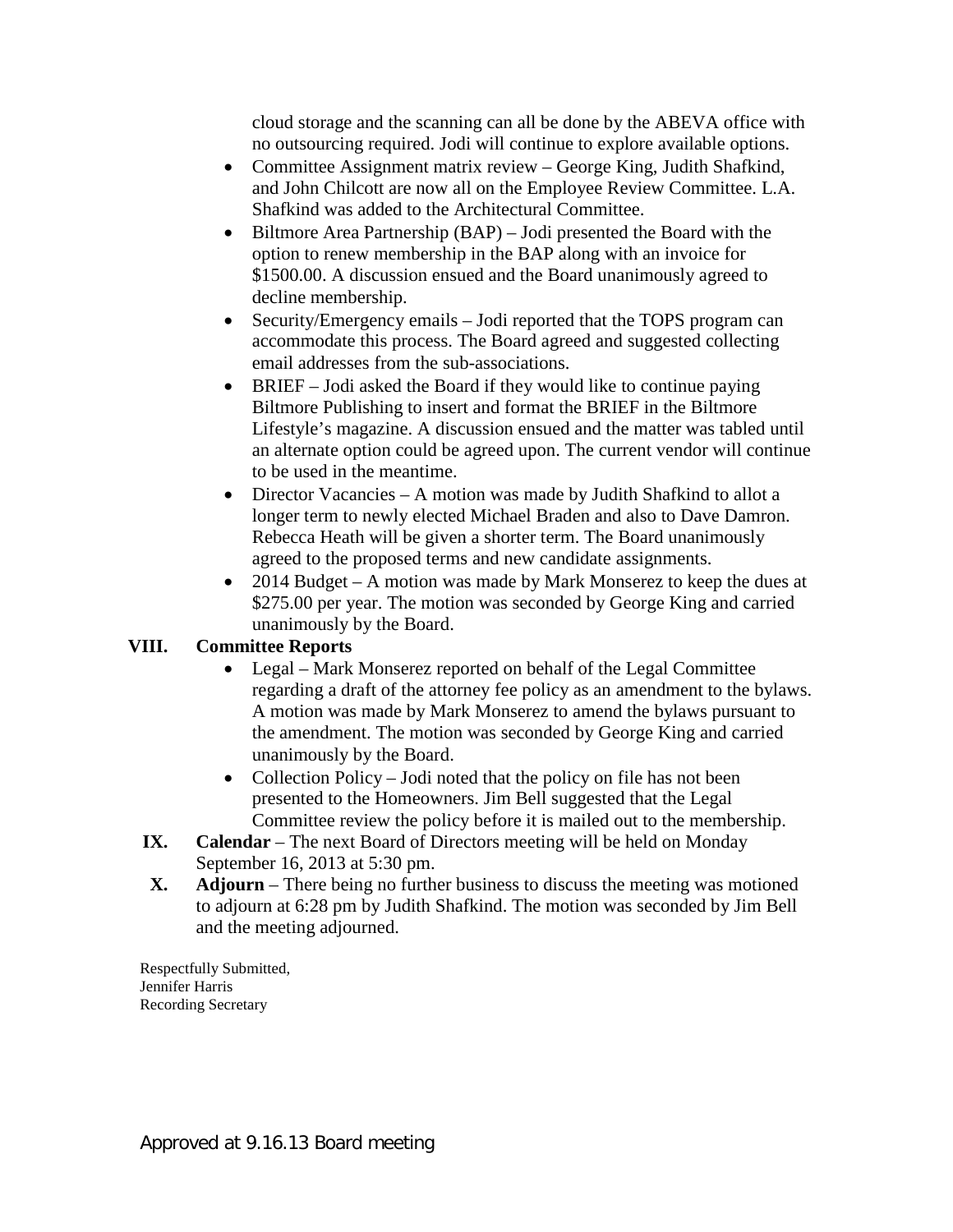cloud storage and the scanning can all be done by the ABEVA office with no outsourcing required. Jodi will continue to explore available options.

- Committee Assignment matrix review – George King, Judith Shafkind, and John Chilcott are now all on the Employee Review Committee. L.A. Shafkind was added to the Architectural Committee.
- Biltmore Area Partnership (BAP) – Jodi presented the Board with the option to renew membership in the BAP along with an invoice for $1500.00. A discussion ensued and the Board unanimously agreed to decline membership.
- Security/Emergency emails – Jodi reported that the TOPS program can accommodate this process. The Board agreed and suggested collecting email addresses from the sub-associations.
- BRIEF – Jodi asked the Board if they would like to continue paying Biltmore Publishing to insert and format the BRIEF in the Biltmore Lifestyle's magazine. A discussion ensued and the matter was tabled until an alternate option could be agreed upon. The current vendor will continue to be used in the meantime.
- Director Vacancies – A motion was made by Judith Shafkind to allot a longer term to newly elected Michael Braden and also to Dave Damron. Rebecca Heath will be given a shorter term. The Board unanimously agreed to the proposed terms and new candidate assignments.
- 2014 Budget – A motion was made by Mark Monserez to keep the dues at $275.00 per year. The motion was seconded by George King and carried unanimously by the Board.

**VIII. Committee Reports**

- Legal – Mark Monserez reported on behalf of the Legal Committee regarding a draft of the attorney fee policy as an amendment to the bylaws. A motion was made by Mark Monserez to amend the bylaws pursuant to the amendment. The motion was seconded by George King and carried unanimously by the Board.
- Collection Policy – Jodi noted that the policy on file has not been presented to the Homeowners. Jim Bell suggested that the Legal Committee review the policy before it is mailed out to the membership.

**IX. Calendar** – The next Board of Directors meeting will be held on Monday September 16, 2013 at 5:30 pm.

**X. Adjourn** – There being no further business to discuss the meeting was motioned to adjourn at 6:28 pm by Judith Shafkind. The motion was seconded by Jim Bell and the meeting adjourned.

Respectfully Submitted,
Jennifer Harris
Recording Secretary

Approved at 9.16.13 Board meeting